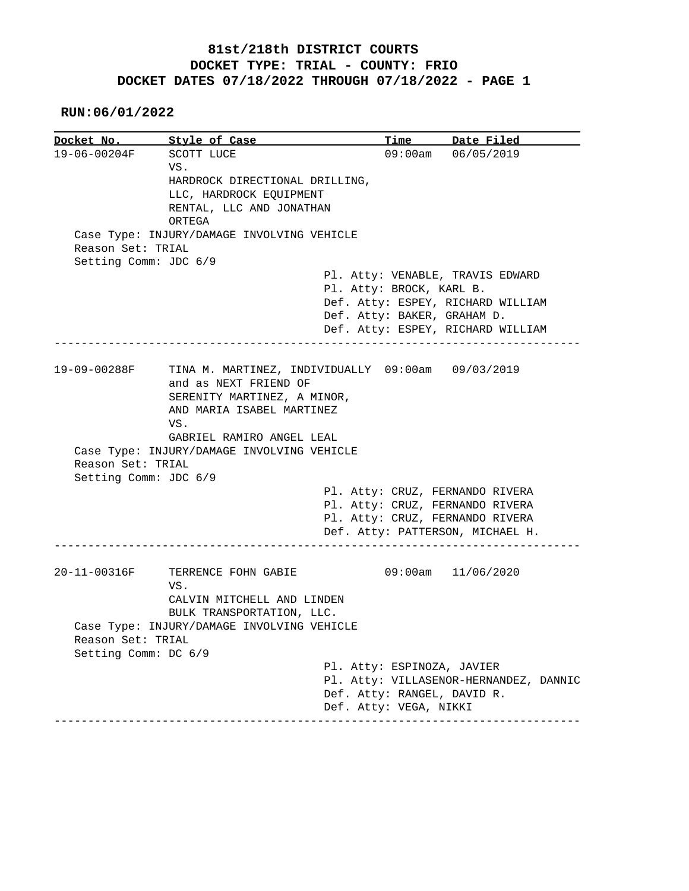# 81st/218th DISTRICT COURTS
## DOCKET TYPE: TRIAL - COUNTY: FRIO
## DOCKET DATES 07/18/2022 THROUGH 07/18/2022 - PAGE 1

**RUN:06/01/2022**

| Docket No. | Style of Case | Time | Date Filed |
| --- | --- | --- | --- |
| 19-06-00204F | SCOTT LUCE VS. HARDROCK DIRECTIONAL DRILLING, LLC, HARDROCK EQUIPMENT RENTAL, LLC AND JONATHAN ORTEGA | 09:00am | 06/05/2019 |

Case Type: INJURY/DAMAGE INVOLVING VEHICLE
Reason Set: TRIAL
Setting Comm: JDC 6/9

Pl. Atty: VENABLE, TRAVIS EDWARD
Pl. Atty: BROCK, KARL B.
Def. Atty: ESPEY, RICHARD WILLIAM
Def. Atty: BAKER, GRAHAM D.
Def. Atty: ESPEY, RICHARD WILLIAM

---

| Docket No. | Style of Case | Time | Date Filed |
| --- | --- | --- | --- |
| 19-09-00288F | TINA M. MARTINEZ, INDIVIDUALLY and as NEXT FRIEND OF SERENITY MARTINEZ, A MINOR, AND MARIA ISABEL MARTINEZ VS. GABRIEL RAMIRO ANGEL LEAL | 09:00am | 09/03/2019 |

Case Type: INJURY/DAMAGE INVOLVING VEHICLE
Reason Set: TRIAL
Setting Comm: JDC 6/9

Pl. Atty: CRUZ, FERNANDO RIVERA
Pl. Atty: CRUZ, FERNANDO RIVERA
Pl. Atty: CRUZ, FERNANDO RIVERA
Def. Atty: PATTERSON, MICHAEL H.

---

| Docket No. | Style of Case | Time | Date Filed |
| --- | --- | --- | --- |
| 20-11-00316F | TERRENCE FOHN GABIE VS. CALVIN MITCHELL AND LINDEN BULK TRANSPORTATION, LLC. | 09:00am | 11/06/2020 |

Case Type: INJURY/DAMAGE INVOLVING VEHICLE
Reason Set: TRIAL
Setting Comm: DC 6/9

Pl. Atty: ESPINOZA, JAVIER
Pl. Atty: VILLASENOR-HERNANDEZ, DANNIC
Def. Atty: RANGEL, DAVID R.
Def. Atty: VEGA, NIKKI

---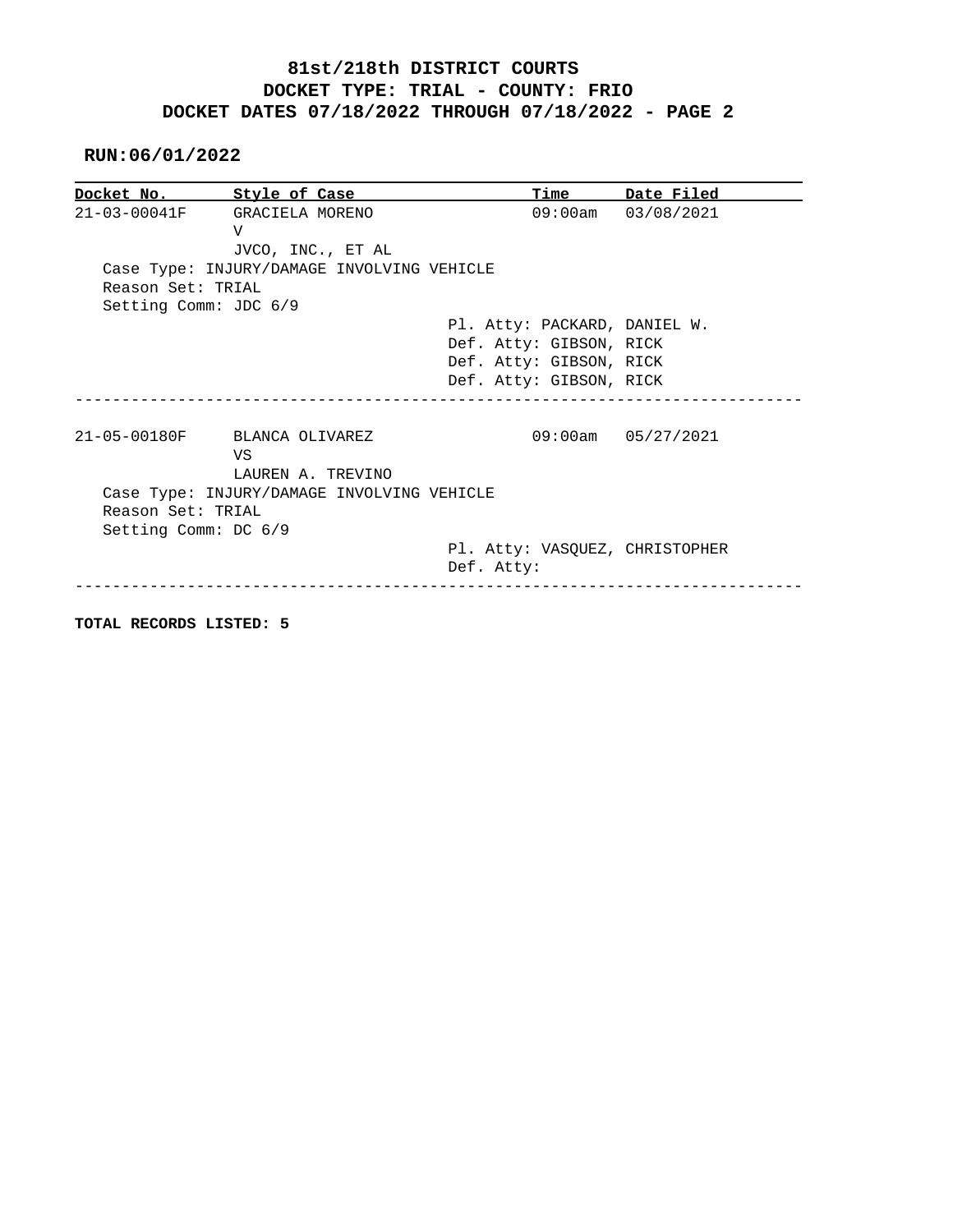# 81st/218th DISTRICT COURTS
## DOCKET TYPE: TRIAL - COUNTY: FRIO
## DOCKET DATES 07/18/2022 THROUGH 07/18/2022 - PAGE 2

**RUN:06/01/2022**

| Docket No. | Style of Case | Time | Date Filed |
|---|---|---|---|
| 21-03-00041F | GRACIELA MORENO<br>V<br>JVCO, INC., ET AL | 09:00am | 03/08/2021 |

Case Type: INJURY/DAMAGE INVOLVING VEHICLE
Reason Set: TRIAL
Setting Comm: JDC 6/9

Pl. Atty: PACKARD, DANIEL W.
Def. Atty: GIBSON, RICK
Def. Atty: GIBSON, RICK
Def. Atty: GIBSON, RICK

---

| Docket No. | Style of Case | Time | Date Filed |
|---|---|---|---|
| 21-05-00180F | BLANCA OLIVAREZ<br>VS<br>LAUREN A. TREVINO | 09:00am | 05/27/2021 |

Case Type: INJURY/DAMAGE INVOLVING VEHICLE
Reason Set: TRIAL
Setting Comm: DC 6/9

Pl. Atty: VASQUEZ, CHRISTOPHER
Def. Atty:

---

**TOTAL RECORDS LISTED: 5**